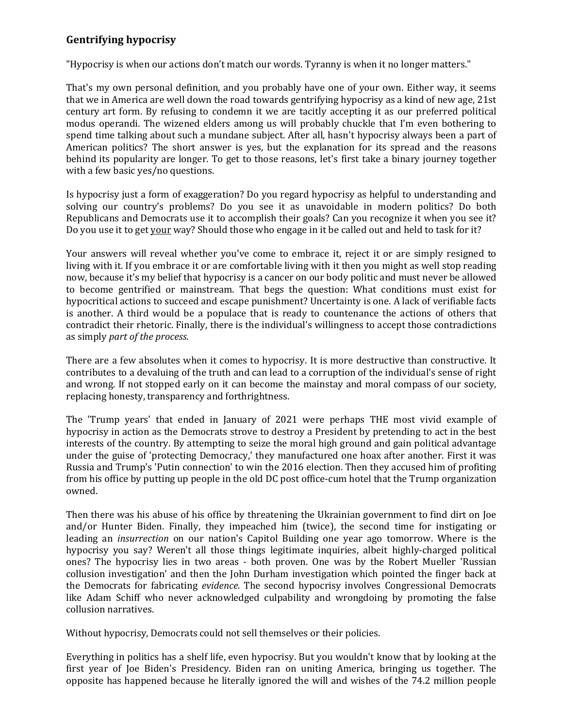## Gentrifying hypocrisy

"Hypocrisy is when our actions don't match our words. Tyranny is when it no longer matters."

That's my own personal definition, and you probably have one of your own. Either way, it seems that we in America are well down the road towards gentrifying hypocrisy as a kind of new age, 21st century art form. By refusing to condemn it we are tacitly accepting it as our preferred political modus operandi. The wizened elders among us will probably chuckle that I'm even bothering to spend time talking about such a mundane subject. After all, hasn't hypocrisy always been a part of American politics? The short answer is yes, but the explanation for its spread and the reasons behind its popularity are longer. To get to those reasons, let's first take a binary journey together with a few basic yes/no questions.

Is hypocrisy just a form of exaggeration? Do you regard hypocrisy as helpful to understanding and solving our country's problems? Do you see it as unavoidable in modern politics? Do both Republicans and Democrats use it to accomplish their goals? Can you recognize it when you see it? Do you use it to get <u>your</u> way? Should those who engage in it be called out and held to task for it?

Your answers will reveal whether you've come to embrace it, reject it or are simply resigned to living with it. If you embrace it or are comfortable living with it then you might as well stop reading now, because it's my belief that hypocrisy is a cancer on our body politic and must never be allowed to become gentrified or mainstream. That begs the question: What conditions must exist for hypocritical actions to succeed and escape punishment? Uncertainty is one. A lack of verifiable facts is another. A third would be a populace that is ready to countenance the actions of others that contradict their rhetoric. Finally, there is the individual's willingness to accept those contradictions as simply *part of the process*.

There are a few absolutes when it comes to hypocrisy. It is more destructive than constructive. It contributes to a devaluing of the truth and can lead to a corruption of the individual's sense of right and wrong. If not stopped early on it can become the mainstay and moral compass of our society, replacing honesty, transparency and forthrightness.

The 'Trump years' that ended in January of 2021 were perhaps THE most vivid example of hypocrisy in action as the Democrats strove to destroy a President by pretending to act in the best interests of the country. By attempting to seize the moral high ground and gain political advantage under the guise of 'protecting Democracy,' they manufactured one hoax after another. First it was Russia and Trump's 'Putin connection' to win the 2016 election. Then they accused him of profiting from his office by putting up people in the old DC post office-cum hotel that the Trump organization owned.

Then there was his abuse of his office by threatening the Ukrainian government to find dirt on Joe and/or Hunter Biden. Finally, they impeached him (twice), the second time for instigating or leading an *insurrection* on our nation's Capitol Building one year ago tomorrow. Where is the hypocrisy you say? Weren't all those things legitimate inquiries, albeit highly-charged political ones? The hypocrisy lies in two areas - both proven. One was by the Robert Mueller 'Russian collusion investigation' and then the John Durham investigation which pointed the finger back at the Democrats for fabricating *evidence.* The second hypocrisy involves Congressional Democrats like Adam Schiff who never acknowledged culpability and wrongdoing by promoting the false collusion narratives.

Without hypocrisy, Democrats could not sell themselves or their policies.

Everything in politics has a shelf life, even hypocrisy. But you wouldn't know that by looking at the first year of Joe Biden's Presidency. Biden ran on uniting America, bringing us together. The opposite has happened because he literally ignored the will and wishes of the 74.2 million people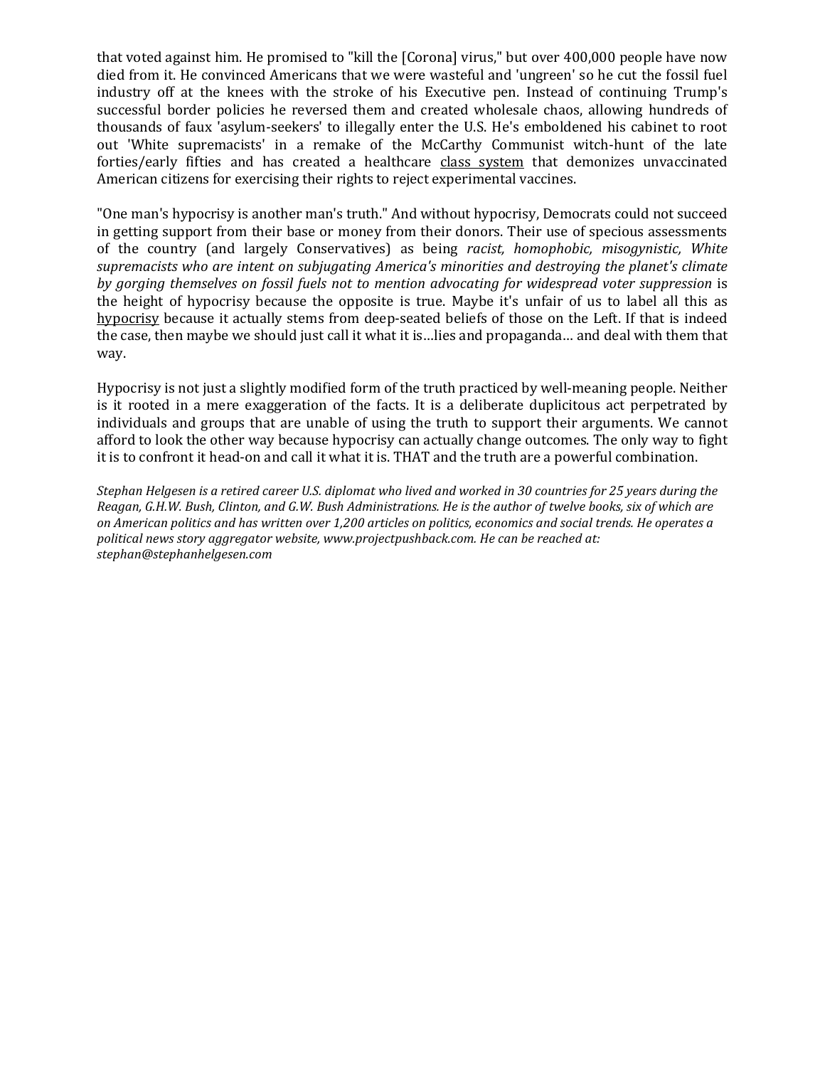that voted against him. He promised to "kill the [Corona] virus," but over 400,000 people have now died from it. He convinced Americans that we were wasteful and 'ungreen' so he cut the fossil fuel industry off at the knees with the stroke of his Executive pen. Instead of continuing Trump's successful border policies he reversed them and created wholesale chaos, allowing hundreds of thousands of faux 'asylum-seekers' to illegally enter the U.S. He's emboldened his cabinet to root out 'White supremacists' in a remake of the McCarthy Communist witch-hunt of the late forties/early fifties and has created a healthcare class system that demonizes unvaccinated American citizens for exercising their rights to reject experimental vaccines.

"One man's hypocrisy is another man's truth." And without hypocrisy, Democrats could not succeed in getting support from their base or money from their donors. Their use of specious assessments of the country (and largely Conservatives) as being *racist, homophobic, misogynistic, White supremacists who are intent on subjugating America's minorities and destroying the planet's climate by gorging themselves on fossil fuels not to mention advocating for widespread voter suppression* is the height of hypocrisy because the opposite is true. Maybe it's unfair of us to label all this as hypocrisy because it actually stems from deep-seated beliefs of those on the Left. If that is indeed the case, then maybe we should just call it what it is…lies and propaganda… and deal with them that way.

Hypocrisy is not just a slightly modified form of the truth practiced by well-meaning people. Neither is it rooted in a mere exaggeration of the facts. It is a deliberate duplicitous act perpetrated by individuals and groups that are unable of using the truth to support their arguments. We cannot afford to look the other way because hypocrisy can actually change outcomes. The only way to fight it is to confront it head-on and call it what it is. THAT and the truth are a powerful combination.

*Stephan Helgesen is a retired career U.S. diplomat who lived and worked in 30 countries for 25 years during the Reagan, G.H.W. Bush, Clinton, and G.W. Bush Administrations. He is the author of twelve books, six of which are on American politics and has written over 1,200 articles on politics, economics and social trends. He operates a political news story aggregator website, www.projectpushback.com. He can be reached at: stephan@stephanhelgesen.com*